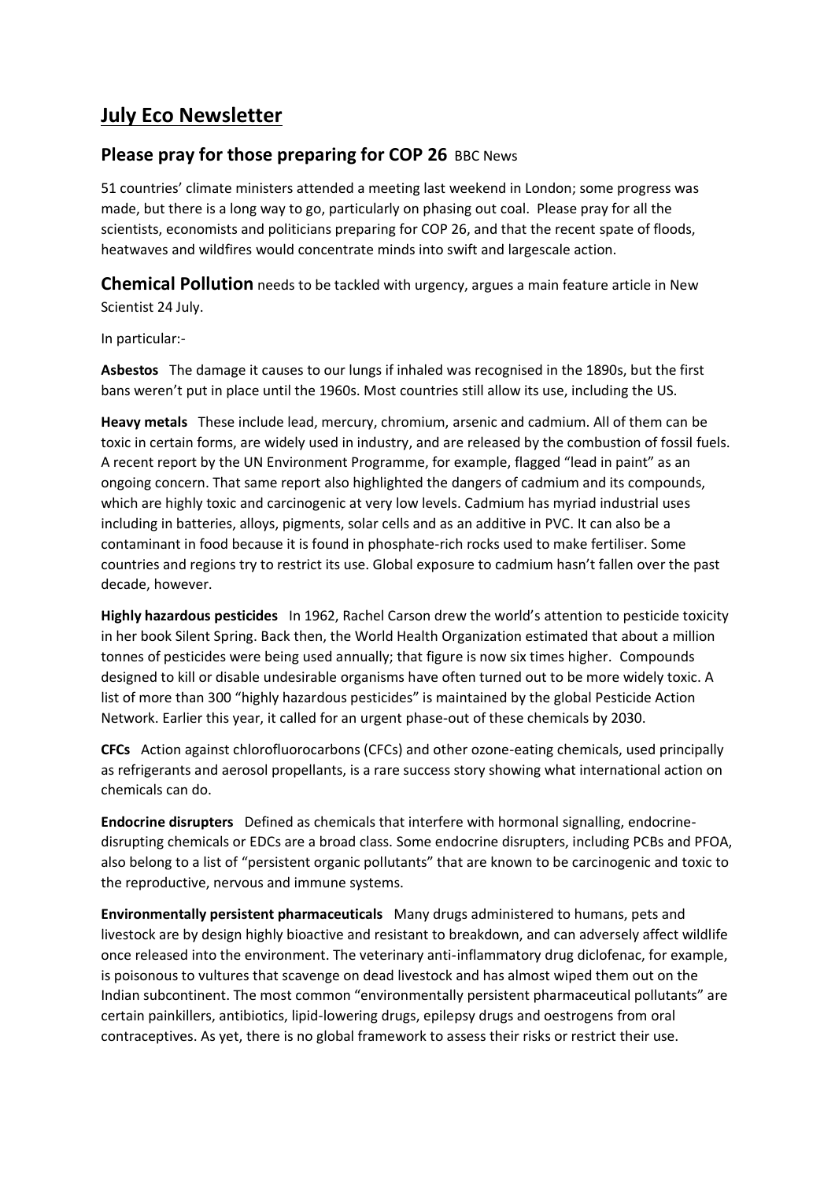# July Eco Newsletter

## Please pray for those preparing for COP 26 BBC News

51 countries' climate ministers attended a meeting last weekend in London; some progress was made, but there is a long way to go, particularly on phasing out coal. Please pray for all the scientists, economists and politicians preparing for COP 26, and that the recent spate of floods, heatwaves and wildfires would concentrate minds into swift and largescale action.

**Chemical Pollution** needs to be tackled with urgency, argues a main feature article in New Scientist 24 July.

In particular:-

**Asbestos** The damage it causes to our lungs if inhaled was recognised in the 1890s, but the first bans weren't put in place until the 1960s. Most countries still allow its use, including the US.

**Heavy metals** These include lead, mercury, chromium, arsenic and cadmium. All of them can be toxic in certain forms, are widely used in industry, and are released by the combustion of fossil fuels. A recent report by the UN Environment Programme, for example, flagged "lead in paint" as an ongoing concern. That same report also highlighted the dangers of cadmium and its compounds, which are highly toxic and carcinogenic at very low levels. Cadmium has myriad industrial uses including in batteries, alloys, pigments, solar cells and as an additive in PVC. It can also be a contaminant in food because it is found in phosphate-rich rocks used to make fertiliser. Some countries and regions try to restrict its use. Global exposure to cadmium hasn't fallen over the past decade, however.

**Highly hazardous pesticides** In 1962, Rachel Carson drew the world's attention to pesticide toxicity in her book Silent Spring. Back then, the World Health Organization estimated that about a million tonnes of pesticides were being used annually; that figure is now six times higher. Compounds designed to kill or disable undesirable organisms have often turned out to be more widely toxic. A list of more than 300 "highly hazardous pesticides" is maintained by the global Pesticide Action Network. Earlier this year, it called for an urgent phase-out of these chemicals by 2030.

**CFCs** Action against chlorofluorocarbons (CFCs) and other ozone-eating chemicals, used principally as refrigerants and aerosol propellants, is a rare success story showing what international action on chemicals can do.

**Endocrine disrupters** Defined as chemicals that interfere with hormonal signalling, endocrine-disrupting chemicals or EDCs are a broad class. Some endocrine disrupters, including PCBs and PFOA, also belong to a list of "persistent organic pollutants" that are known to be carcinogenic and toxic to the reproductive, nervous and immune systems.

**Environmentally persistent pharmaceuticals** Many drugs administered to humans, pets and livestock are by design highly bioactive and resistant to breakdown, and can adversely affect wildlife once released into the environment. The veterinary anti-inflammatory drug diclofenac, for example, is poisonous to vultures that scavenge on dead livestock and has almost wiped them out on the Indian subcontinent. The most common "environmentally persistent pharmaceutical pollutants" are certain painkillers, antibiotics, lipid-lowering drugs, epilepsy drugs and oestrogens from oral contraceptives. As yet, there is no global framework to assess their risks or restrict their use.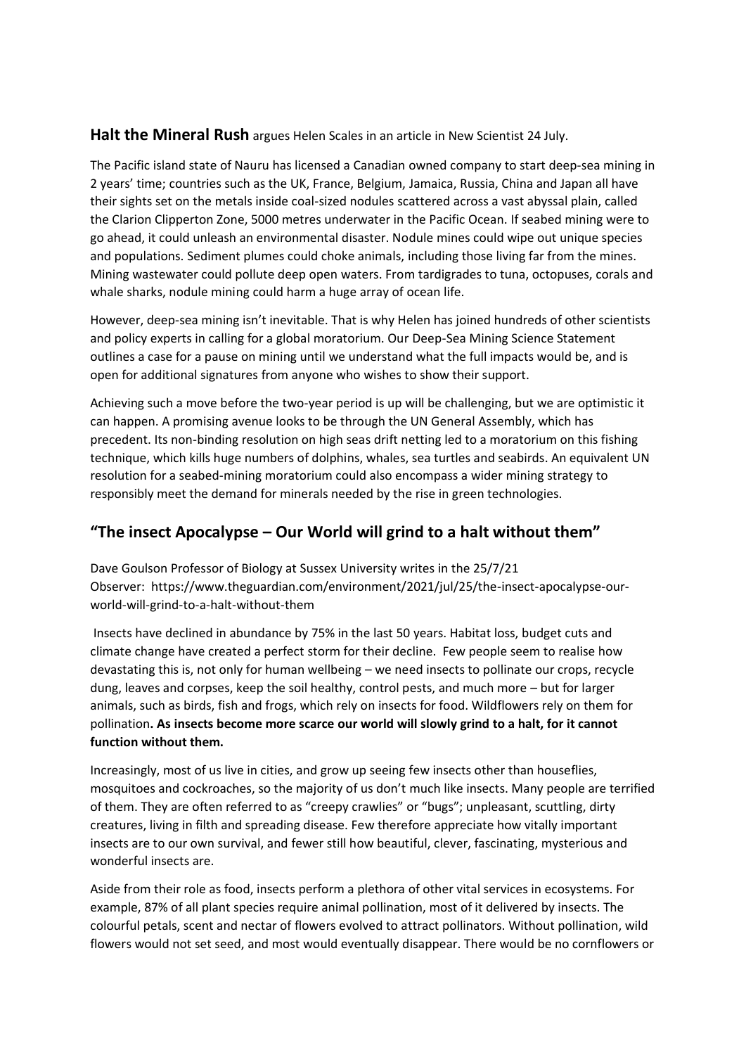**Halt the Mineral Rush** argues Helen Scales in an article in New Scientist 24 July.

The Pacific island state of Nauru has licensed a Canadian owned company to start deep-sea mining in 2 years' time; countries such as the UK, France, Belgium, Jamaica, Russia, China and Japan all have their sights set on the metals inside coal-sized nodules scattered across a vast abyssal plain, called the Clarion Clipperton Zone, 5000 metres underwater in the Pacific Ocean. If seabed mining were to go ahead, it could unleash an environmental disaster. Nodule mines could wipe out unique species and populations. Sediment plumes could choke animals, including those living far from the mines. Mining wastewater could pollute deep open waters. From tardigrades to tuna, octopuses, corals and whale sharks, nodule mining could harm a huge array of ocean life.

However, deep-sea mining isn't inevitable. That is why Helen has joined hundreds of other scientists and policy experts in calling for a global moratorium. Our Deep-Sea Mining Science Statement outlines a case for a pause on mining until we understand what the full impacts would be, and is open for additional signatures from anyone who wishes to show their support.

Achieving such a move before the two-year period is up will be challenging, but we are optimistic it can happen. A promising avenue looks to be through the UN General Assembly, which has precedent. Its non-binding resolution on high seas drift netting led to a moratorium on this fishing technique, which kills huge numbers of dolphins, whales, sea turtles and seabirds. An equivalent UN resolution for a seabed-mining moratorium could also encompass a wider mining strategy to responsibly meet the demand for minerals needed by the rise in green technologies.

## "The insect Apocalypse – Our World will grind to a halt without them"

Dave Goulson Professor of Biology at Sussex University writes in the 25/7/21 Observer: https://www.theguardian.com/environment/2021/jul/25/the-insect-apocalypse-our-world-will-grind-to-a-halt-without-them

Insects have declined in abundance by 75% in the last 50 years. Habitat loss, budget cuts and climate change have created a perfect storm for their decline. Few people seem to realise how devastating this is, not only for human wellbeing – we need insects to pollinate our crops, recycle dung, leaves and corpses, keep the soil healthy, control pests, and much more – but for larger animals, such as birds, fish and frogs, which rely on insects for food. Wildflowers rely on them for pollination**. As insects become more scarce our world will slowly grind to a halt, for it cannot function without them.**

Increasingly, most of us live in cities, and grow up seeing few insects other than houseflies, mosquitoes and cockroaches, so the majority of us don't much like insects. Many people are terrified of them. They are often referred to as "creepy crawlies" or "bugs"; unpleasant, scuttling, dirty creatures, living in filth and spreading disease. Few therefore appreciate how vitally important insects are to our own survival, and fewer still how beautiful, clever, fascinating, mysterious and wonderful insects are.

Aside from their role as food, insects perform a plethora of other vital services in ecosystems. For example, 87% of all plant species require animal pollination, most of it delivered by insects. The colourful petals, scent and nectar of flowers evolved to attract pollinators. Without pollination, wild flowers would not set seed, and most would eventually disappear. There would be no cornflowers or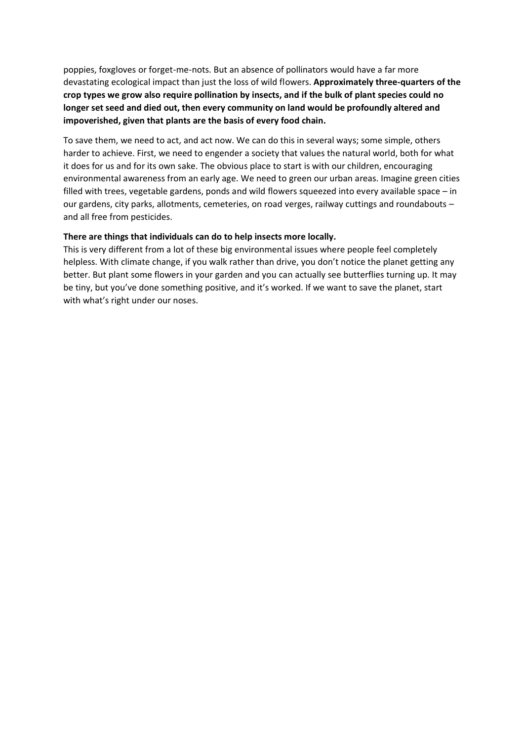poppies, foxgloves or forget-me-nots. But an absence of pollinators would have a far more devastating ecological impact than just the loss of wild flowers. **Approximately three-quarters of the crop types we grow also require pollination by insects, and if the bulk of plant species could no longer set seed and died out, then every community on land would be profoundly altered and impoverished, given that plants are the basis of every food chain.**

To save them, we need to act, and act now. We can do this in several ways; some simple, others harder to achieve. First, we need to engender a society that values the natural world, both for what it does for us and for its own sake. The obvious place to start is with our children, encouraging environmental awareness from an early age. We need to green our urban areas. Imagine green cities filled with trees, vegetable gardens, ponds and wild flowers squeezed into every available space – in our gardens, city parks, allotments, cemeteries, on road verges, railway cuttings and roundabouts – and all free from pesticides.

**There are things that individuals can do to help insects more locally.**

This is very different from a lot of these big environmental issues where people feel completely helpless. With climate change, if you walk rather than drive, you don't notice the planet getting any better. But plant some flowers in your garden and you can actually see butterflies turning up. It may be tiny, but you've done something positive, and it's worked. If we want to save the planet, start with what's right under our noses.